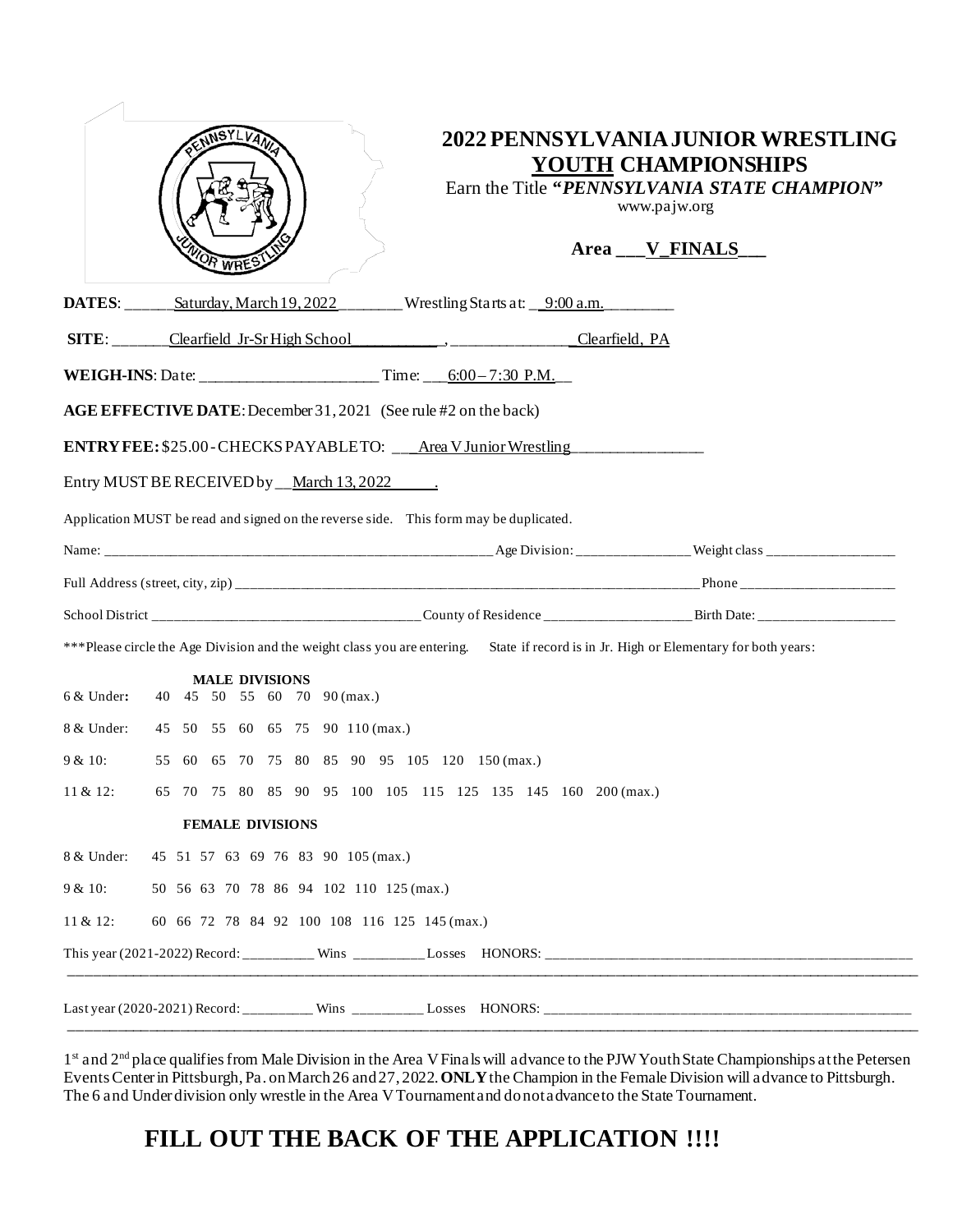# 2022 PENNSYLVANIA JUNIOR WRESTLING YOUTH CHAMPIONSHIPS

Earn the Title ***"PENNSYLVANIA STATE CHAMPION"***

www.pajw.org

**Area \_\_\_V\_FINALS\_\_\_**

**DATES**: \_\_\_\_\_\_Saturday, March 19, 2022\_\_\_\_\_\_\_\_ Wrestling Starts at: \_\_9:00 a.m.\_\_\_\_\_\_\_\_

**SITE**: \_\_\_\_\_\_\_Clearfield Jr-Sr High School\_\_\_\_\_\_\_\_\_\_\_ , \_\_\_\_\_\_\_\_\_\_\_\_\_\_\_ Clearfield, PA

**WEIGH-INS**: Date: \_\_\_\_\_\_\_\_\_\_\_\_\_\_\_\_\_\_\_\_\_\_ Time: \_\_\_6:00 – 7:30 P.M.\_\_

**AGE EFFECTIVE DATE**: December 31, 2021 (See rule #2 on the back)

**ENTRY FEE:** $25.00 - CHECKS PAYABLE TO: \_\_\_Area V Junior Wrestling\_\_\_\_\_\_\_\_\_\_\_\_\_\_\_\_

Entry MUST BE RECEIVED by \_\_March 13, 2022\_\_\_\_\_\_.

Application MUST be read and signed on the reverse side. This form may be duplicated.

Name: \_\_\_\_\_\_\_\_\_\_\_\_\_\_\_\_\_\_\_\_\_\_\_\_\_\_\_\_\_\_\_\_\_\_\_\_\_\_\_\_\_\_\_\_\_\_\_\_\_\_\_\_ Age Division: \_\_\_\_\_\_\_\_\_\_\_\_\_\_\_\_ Weight class \_\_\_\_\_\_\_\_\_\_\_\_\_\_\_\_\_\_

Full Address (street, city, zip) \_\_\_\_\_\_\_\_\_\_\_\_\_\_\_\_\_\_\_\_\_\_\_\_\_\_\_\_\_\_\_\_\_\_\_\_\_\_\_\_\_\_\_\_\_\_\_\_\_\_\_\_\_\_\_\_\_\_\_\_\_\_\_\_ Phone \_\_\_\_\_\_\_\_\_\_\_\_\_\_\_\_\_\_\_\_\_\_

School District \_\_\_\_\_\_\_\_\_\_\_\_\_\_\_\_\_\_\_\_\_\_\_\_\_\_\_\_\_\_\_\_\_\_\_\_\_\_ County of Residence \_\_\_\_\_\_\_\_\_\_\_\_\_\_\_\_\_\_\_\_\_ Birth Date: \_\_\_\_\_\_\_\_\_\_\_\_\_\_\_\_\_\_\_

\*\*\*Please circle the Age Division and the weight class you are entering. State if record is in Jr. High or Elementary for both years:

**MALE DIVISIONS**

6 & Under**:** 40 45 50 55 60 70 90 (max.)

8 & Under: 45 50 55 60 65 75 90 110 (max.)

9 & 10: 55 60 65 70 75 80 85 90 95 105 120 150 (max.)

11 & 12: 65 70 75 80 85 90 95 100 105 115 125 135 145 160 200 (max.)

**FEMALE DIVISIONS**

8 & Under: 45 51 57 63 69 76 83 90 105 (max.)

9 & 10: 50 56 63 70 78 86 94 102 110 125 (max.)

11 & 12: 60 66 72 78 84 92 100 108 116 125 145 (max.)

This year (2021-2022) Record: \_\_\_\_\_\_\_\_\_\_ Wins \_\_\_\_\_\_\_\_\_\_ Losses HONORS: \_\_\_\_\_\_\_\_\_\_\_\_\_\_\_\_\_\_\_\_\_\_\_\_\_\_\_\_\_\_\_\_\_\_\_\_\_\_\_\_\_\_\_\_\_\_\_\_\_\_\_\_\_\_

Last year (2020-2021) Record: \_\_\_\_\_\_\_\_\_\_ Wins \_\_\_\_\_\_\_\_\_\_ Losses HONORS: \_\_\_\_\_\_\_\_\_\_\_\_\_\_\_\_\_\_\_\_\_\_\_\_\_\_\_\_\_\_\_\_\_\_\_\_\_\_\_\_\_\_\_\_\_\_\_\_\_\_\_\_\_\_

1st and 2nd place qualifies from Male Division in the Area V Finals will advance to the PJW Youth State Championships at the Petersen Events Center in Pittsburgh, Pa. on March 26 and 27, 2022. **ONLY** the Champion in the Female Division will advance to Pittsburgh. The 6 and Under division only wrestle in the Area V Tournament and do not advance to the State Tournament.

## FILL OUT THE BACK OF THE APPLICATION !!!!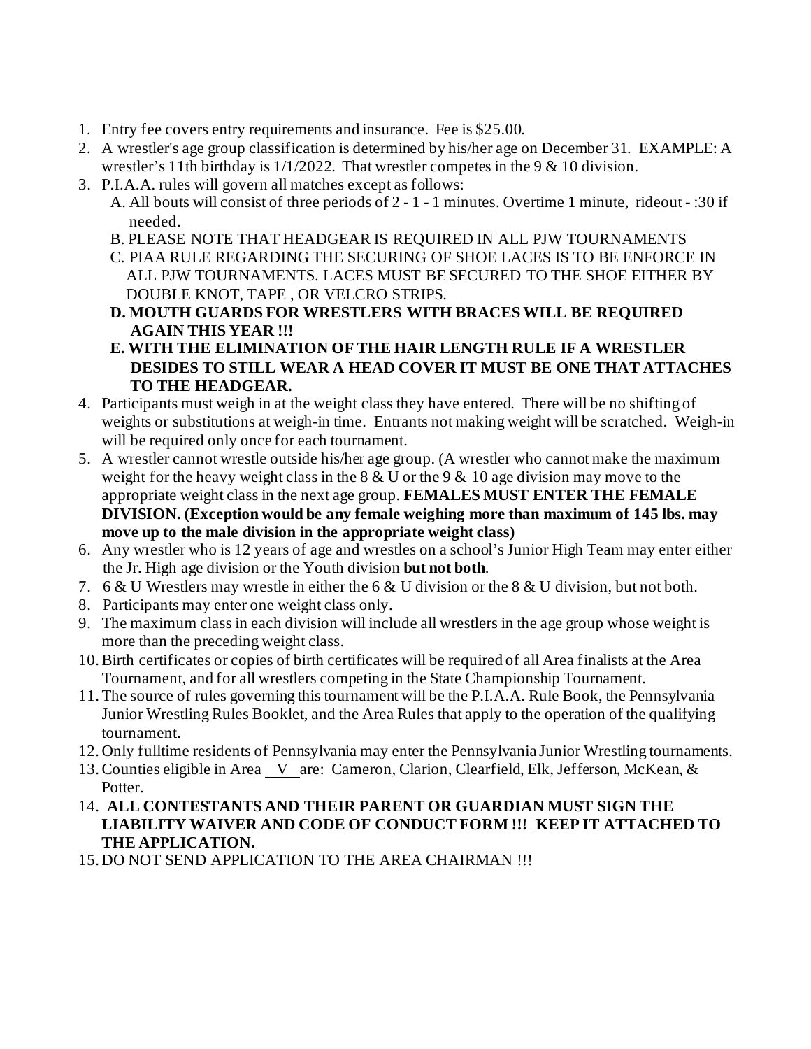1. Entry fee covers entry requirements and insurance. Fee is $25.00.
2. A wrestler's age group classification is determined by his/her age on December 31. EXAMPLE: A wrestler's 11th birthday is 1/1/2022. That wrestler competes in the 9 & 10 division.
3. P.I.A.A. rules will govern all matches except as follows:
   - A. All bouts will consist of three periods of 2 - 1 - 1 minutes. Overtime 1 minute, rideout - :30 if needed.
   - B. PLEASE NOTE THAT HEADGEAR IS REQUIRED IN ALL PJW TOURNAMENTS
   - C. PIAA RULE REGARDING THE SECURING OF SHOE LACES IS TO BE ENFORCE IN ALL PJW TOURNAMENTS. LACES MUST BE SECURED TO THE SHOE EITHER BY DOUBLE KNOT, TAPE , OR VELCRO STRIPS.
   - **D. MOUTH GUARDS FOR WRESTLERS WITH BRACES WILL BE REQUIRED AGAIN THIS YEAR !!!**
   - **E. WITH THE ELIMINATION OF THE HAIR LENGTH RULE IF A WRESTLER DESIDES TO STILL WEAR A HEAD COVER IT MUST BE ONE THAT ATTACHES TO THE HEADGEAR.**
4. Participants must weigh in at the weight class they have entered. There will be no shifting of weights or substitutions at weigh-in time. Entrants not making weight will be scratched. Weigh-in will be required only once for each tournament.
5. A wrestler cannot wrestle outside his/her age group. (A wrestler who cannot make the maximum weight for the heavy weight class in the 8 & U or the 9 & 10 age division may move to the appropriate weight class in the next age group. **FEMALES MUST ENTER THE FEMALE DIVISION. (Exception would be any female weighing more than maximum of 145 lbs. may move up to the male division in the appropriate weight class)**
6. Any wrestler who is 12 years of age and wrestles on a school's Junior High Team may enter either the Jr. High age division or the Youth division **but not both**.
7. 6 & U Wrestlers may wrestle in either the 6 & U division or the 8 & U division, but not both.
8. Participants may enter one weight class only.
9. The maximum class in each division will include all wrestlers in the age group whose weight is more than the preceding weight class.
10. Birth certificates or copies of birth certificates will be required of all Area finalists at the Area Tournament, and for all wrestlers competing in the State Championship Tournament.
11. The source of rules governing this tournament will be the P.I.A.A. Rule Book, the Pennsylvania Junior Wrestling Rules Booklet, and the Area Rules that apply to the operation of the qualifying tournament.
12. Only fulltime residents of Pennsylvania may enter the Pennsylvania Junior Wrestling tournaments.
13. Counties eligible in Area V are: Cameron, Clarion, Clearfield, Elk, Jefferson, McKean, & Potter.
14. **ALL CONTESTANTS AND THEIR PARENT OR GUARDIAN MUST SIGN THE LIABILITY WAIVER AND CODE OF CONDUCT FORM !!! KEEP IT ATTACHED TO THE APPLICATION.**
15. DO NOT SEND APPLICATION TO THE AREA CHAIRMAN !!!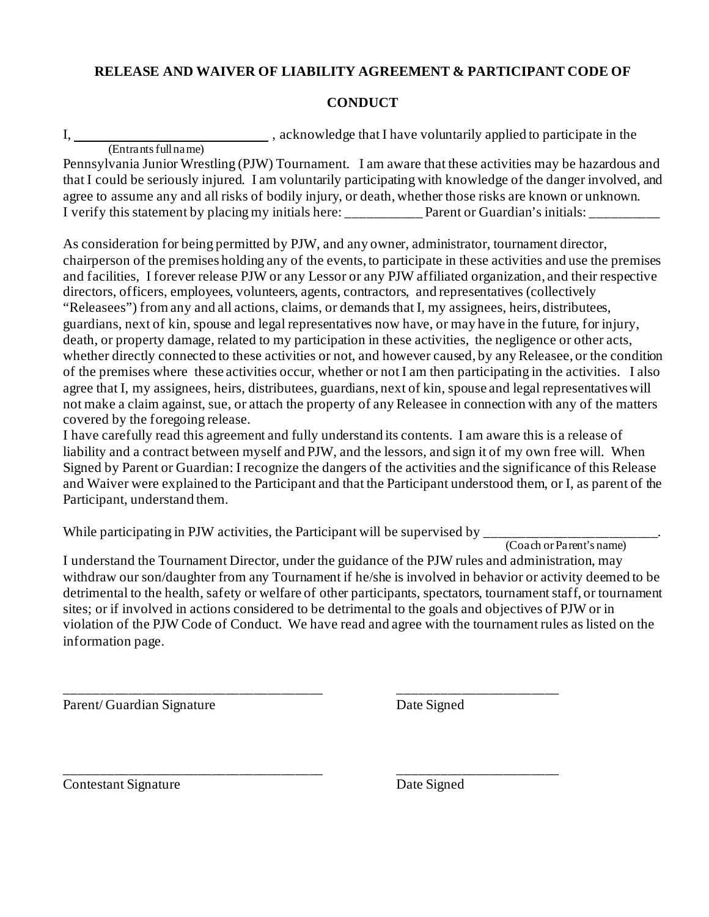# RELEASE AND WAIVER OF LIABILITY AGREEMENT & PARTICIPANT CODE OF CONDUCT

I, ____________________________ , acknowledge that I have voluntarily applied to participate in the
(Entrants full name)
Pennsylvania Junior Wrestling (PJW) Tournament. I am aware that these activities may be hazardous and that I could be seriously injured. I am voluntarily participating with knowledge of the danger involved, and agree to assume any and all risks of bodily injury, or death, whether those risks are known or unknown. I verify this statement by placing my initials here: ___________ Parent or Guardian's initials: __________

As consideration for being permitted by PJW, and any owner, administrator, tournament director, chairperson of the premises holding any of the events, to participate in these activities and use the premises and facilities, I forever release PJW or any Lessor or any PJW affiliated organization, and their respective directors, officers, employees, volunteers, agents, contractors, and representatives (collectively "Releasees") from any and all actions, claims, or demands that I, my assignees, heirs, distributees, guardians, next of kin, spouse and legal representatives now have, or may have in the future, for injury, death, or property damage, related to my participation in these activities, the negligence or other acts, whether directly connected to these activities or not, and however caused, by any Releasee, or the condition of the premises where these activities occur, whether or not I am then participating in the activities. I also agree that I, my assignees, heirs, distributees, guardians, next of kin, spouse and legal representatives will not make a claim against, sue, or attach the property of any Releasee in connection with any of the matters covered by the foregoing release.
I have carefully read this agreement and fully understand its contents. I am aware this is a release of liability and a contract between myself and PJW, and the lessors, and sign it of my own free will. When Signed by Parent or Guardian: I recognize the dangers of the activities and the significance of this Release and Waiver were explained to the Participant and that the Participant understood them, or I, as parent of the Participant, understand them.

While participating in PJW activities, the Participant will be supervised by ________________________.
(Coach or Parent's name)
I understand the Tournament Director, under the guidance of the PJW rules and administration, may withdraw our son/daughter from any Tournament if he/she is involved in behavior or activity deemed to be detrimental to the health, safety or welfare of other participants, spectators, tournament staff, or tournament sites; or if involved in actions considered to be detrimental to the goals and objectives of PJW or in violation of the PJW Code of Conduct. We have read and agree with the tournament rules as listed on the information page.

_____________________________________ ________________________
Parent/ Guardian Signature Date Signed

_____________________________________ ________________________
Contestant Signature Date Signed